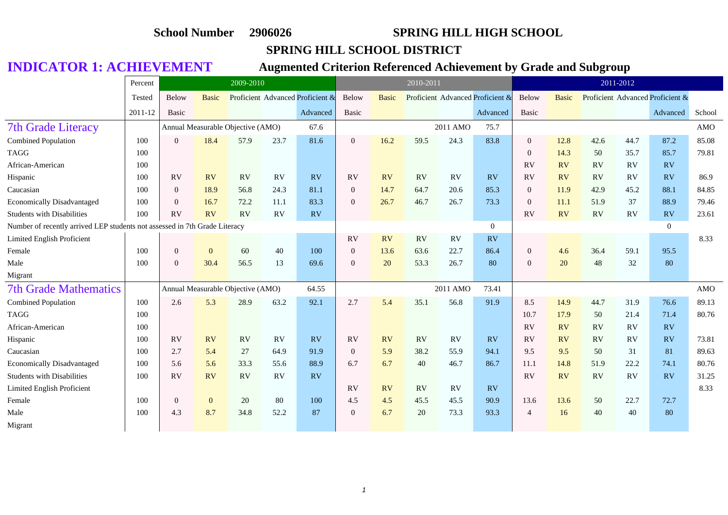**School Number 2906026 SPRING HILL HIGH SCHOOL**

## SPRING HILL SCHOOL DISTRICT

# INDICATOR 1: ACHIEVEMENT

## Augmented Criterion Referenced Achievement by Grade and Subgroup

| | Percent Tested 2011-12 | 2009-2010 | | | | | 2010-2011 | | | | | 2011-2012 | | | | | |
|---|---|---|---|---|---|---|---|---|---|---|---|---|---|---|---|---|---|
| | | Below Basic | Basic | Proficient | Advanced | Proficient & Advanced | Below Basic | Basic | Proficient | Advanced | Proficient & Advanced | Below Basic | Basic | Proficient | Advanced | Proficient & Advanced | School |
| **7th Grade Literacy** | | Annual Measurable Objective (AMO) | | | | 67.6 | | | | 2011 AMO | 75.7 | | | | | | AMO |
| Combined Population | 100 | 0 | 18.4 | 57.9 | 23.7 | 81.6 | 0 | 16.2 | 59.5 | 24.3 | 83.8 | 0 | 12.8 | 42.6 | 44.7 | 87.2 | 85.08 |
| TAGG | 100 | | | | | | | | | | | 0 | 14.3 | 50 | 35.7 | 85.7 | 79.81 |
| African-American | 100 | | | | | | | | | | | RV | RV | RV | RV | RV | |
| Hispanic | 100 | RV | RV | RV | RV | RV | RV | RV | RV | RV | RV | RV | RV | RV | RV | RV | 86.9 |
| Caucasian | 100 | 0 | 18.9 | 56.8 | 24.3 | 81.1 | 0 | 14.7 | 64.7 | 20.6 | 85.3 | 0 | 11.9 | 42.9 | 45.2 | 88.1 | 84.85 |
| Economically Disadvantaged | 100 | 0 | 16.7 | 72.2 | 11.1 | 83.3 | 0 | 26.7 | 46.7 | 26.7 | 73.3 | 0 | 11.1 | 51.9 | 37 | 88.9 | 79.46 |
| Students with Disabilities | 100 | RV | RV | RV | RV | RV | | | | | | RV | RV | RV | RV | RV | 23.61 |
| Number of recently arrived LEP students not assessed in 7th Grade Literacy | | | | | | | | | | | 0 | | | | | 0 | |
| Limited English Proficient | | | | | | | RV | RV | RV | RV | RV | | | | | | 8.33 |
| Female | 100 | 0 | 0 | 60 | 40 | 100 | 0 | 13.6 | 63.6 | 22.7 | 86.4 | 0 | 4.6 | 36.4 | 59.1 | 95.5 | |
| Male | 100 | 0 | 30.4 | 56.5 | 13 | 69.6 | 0 | 20 | 53.3 | 26.7 | 80 | 0 | 20 | 48 | 32 | 80 | |
| Migrant | | | | | | | | | | | | | | | | | |
| **7th Grade Mathematics** | | Annual Measurable Objective (AMO) | | | | 64.55 | | | | 2011 AMO | 73.41 | | | | | | AMO |
| Combined Population | 100 | 2.6 | 5.3 | 28.9 | 63.2 | 92.1 | 2.7 | 5.4 | 35.1 | 56.8 | 91.9 | 8.5 | 14.9 | 44.7 | 31.9 | 76.6 | 89.13 |
| TAGG | 100 | | | | | | | | | | | 10.7 | 17.9 | 50 | 21.4 | 71.4 | 80.76 |
| African-American | 100 | | | | | | | | | | | RV | RV | RV | RV | RV | |
| Hispanic | 100 | RV | RV | RV | RV | RV | RV | RV | RV | RV | RV | RV | RV | RV | RV | RV | 73.81 |
| Caucasian | 100 | 2.7 | 5.4 | 27 | 64.9 | 91.9 | 0 | 5.9 | 38.2 | 55.9 | 94.1 | 9.5 | 9.5 | 50 | 31 | 81 | 89.63 |
| Economically Disadvantaged | 100 | 5.6 | 5.6 | 33.3 | 55.6 | 88.9 | 6.7 | 6.7 | 40 | 46.7 | 86.7 | 11.1 | 14.8 | 51.9 | 22.2 | 74.1 | 80.76 |
| Students with Disabilities | 100 | RV | RV | RV | RV | RV | | | | | | RV | RV | RV | RV | RV | 31.25 |
| Limited English Proficient | | | | | | | RV | RV | RV | RV | RV | | | | | | 8.33 |
| Female | 100 | 0 | 0 | 20 | 80 | 100 | 4.5 | 4.5 | 45.5 | 45.5 | 90.9 | 13.6 | 13.6 | 50 | 22.7 | 72.7 | |
| Male | 100 | 4.3 | 8.7 | 34.8 | 52.2 | 87 | 0 | 6.7 | 20 | 73.3 | 93.3 | 4 | 16 | 40 | 40 | 80 | |
| Migrant | | | | | | | | | | | | | | | | | |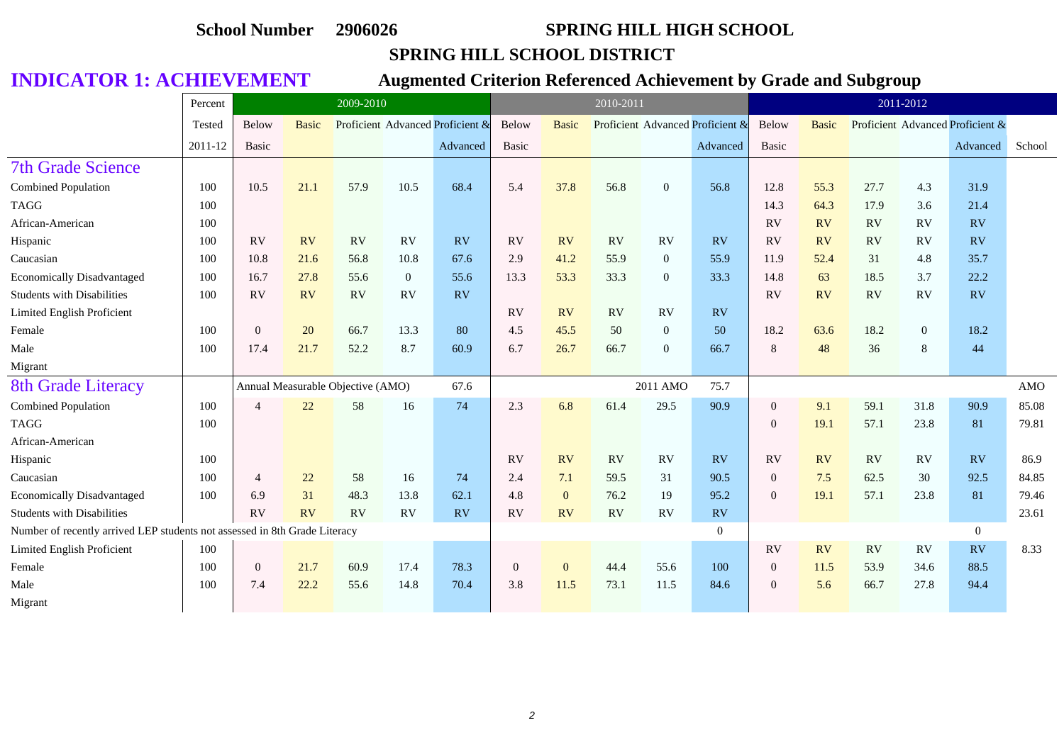**School Number 2906026 SPRING HILL HIGH SCHOOL**

**SPRING HILL SCHOOL DISTRICT**

# INDICATOR 1: ACHIEVEMENT

## Augmented Criterion Referenced Achievement by Grade and Subgroup

| | Percent Tested 2011-12 | 2009-2010 | | | | | 2010-2011 | | | | | 2011-2012 | | | | | |
|---|---|---|---|---|---|---|---|---|---|---|---|---|---|---|---|---|---|
| | | Below Basic | Basic | Proficient | Advanced | Proficient & Advanced | Below Basic | Basic | Proficient | Advanced | Proficient & Advanced | Below Basic | Basic | Proficient | Advanced | Proficient & Advanced | School |
| **7th Grade Science** | | | | | | | | | | | | | | | | | |
| Combined Population | 100 | 10.5 | 21.1 | 57.9 | 10.5 | 68.4 | 5.4 | 37.8 | 56.8 | 0 | 56.8 | 12.8 | 55.3 | 27.7 | 4.3 | 31.9 | |
| TAGG | 100 | | | | | | | | | | | 14.3 | 64.3 | 17.9 | 3.6 | 21.4 | |
| African-American | 100 | | | | | | | | | | | RV | RV | RV | RV | RV | |
| Hispanic | 100 | RV | RV | RV | RV | RV | RV | RV | RV | RV | RV | RV | RV | RV | RV | RV | |
| Caucasian | 100 | 10.8 | 21.6 | 56.8 | 10.8 | 67.6 | 2.9 | 41.2 | 55.9 | 0 | 55.9 | 11.9 | 52.4 | 31 | 4.8 | 35.7 | |
| Economically Disadvantaged | 100 | 16.7 | 27.8 | 55.6 | 0 | 55.6 | 13.3 | 53.3 | 33.3 | 0 | 33.3 | 14.8 | 63 | 18.5 | 3.7 | 22.2 | |
| Students with Disabilities | 100 | RV | RV | RV | RV | RV | | | | | | RV | RV | RV | RV | RV | |
| Limited English Proficient | | | | | | | RV | RV | RV | RV | RV | | | | | | |
| Female | 100 | 0 | 20 | 66.7 | 13.3 | 80 | 4.5 | 45.5 | 50 | 0 | 50 | 18.2 | 63.6 | 18.2 | 0 | 18.2 | |
| Male | 100 | 17.4 | 21.7 | 52.2 | 8.7 | 60.9 | 6.7 | 26.7 | 66.7 | 0 | 66.7 | 8 | 48 | 36 | 8 | 44 | |
| Migrant | | | | | | | | | | | | | | | | | |
| **8th Grade Literacy** | | Annual Measurable Objective (AMO) | | | | 67.6 | | | | 2011 AMO | 75.7 | | | | | | AMO |
| Combined Population | 100 | 4 | 22 | 58 | 16 | 74 | 2.3 | 6.8 | 61.4 | 29.5 | 90.9 | 0 | 9.1 | 59.1 | 31.8 | 90.9 | 85.08 |
| TAGG | 100 | | | | | | | | | | | 0 | 19.1 | 57.1 | 23.8 | 81 | 79.81 |
| African-American | | | | | | | | | | | | | | | | | |
| Hispanic | 100 | | | | | | RV | RV | RV | RV | RV | RV | RV | RV | RV | RV | 86.9 |
| Caucasian | 100 | 4 | 22 | 58 | 16 | 74 | 2.4 | 7.1 | 59.5 | 31 | 90.5 | 0 | 7.5 | 62.5 | 30 | 92.5 | 84.85 |
| Economically Disadvantaged | 100 | 6.9 | 31 | 48.3 | 13.8 | 62.1 | 4.8 | 0 | 76.2 | 19 | 95.2 | 0 | 19.1 | 57.1 | 23.8 | 81 | 79.46 |
| Students with Disabilities | | RV | RV | RV | RV | RV | RV | RV | RV | RV | RV | | | | | | 23.61 |
| Number of recently arrived LEP students not assessed in 8th Grade Literacy | | | | | | | | | | | 0 | | | | | 0 | |
| Limited English Proficient | 100 | | | | | | | | | | | RV | RV | RV | RV | RV | 8.33 |
| Female | 100 | 0 | 21.7 | 60.9 | 17.4 | 78.3 | 0 | 0 | 44.4 | 55.6 | 100 | 0 | 11.5 | 53.9 | 34.6 | 88.5 | |
| Male | 100 | 7.4 | 22.2 | 55.6 | 14.8 | 70.4 | 3.8 | 11.5 | 73.1 | 11.5 | 84.6 | 0 | 5.6 | 66.7 | 27.8 | 94.4 | |
| Migrant | | | | | | | | | | | | | | | | | |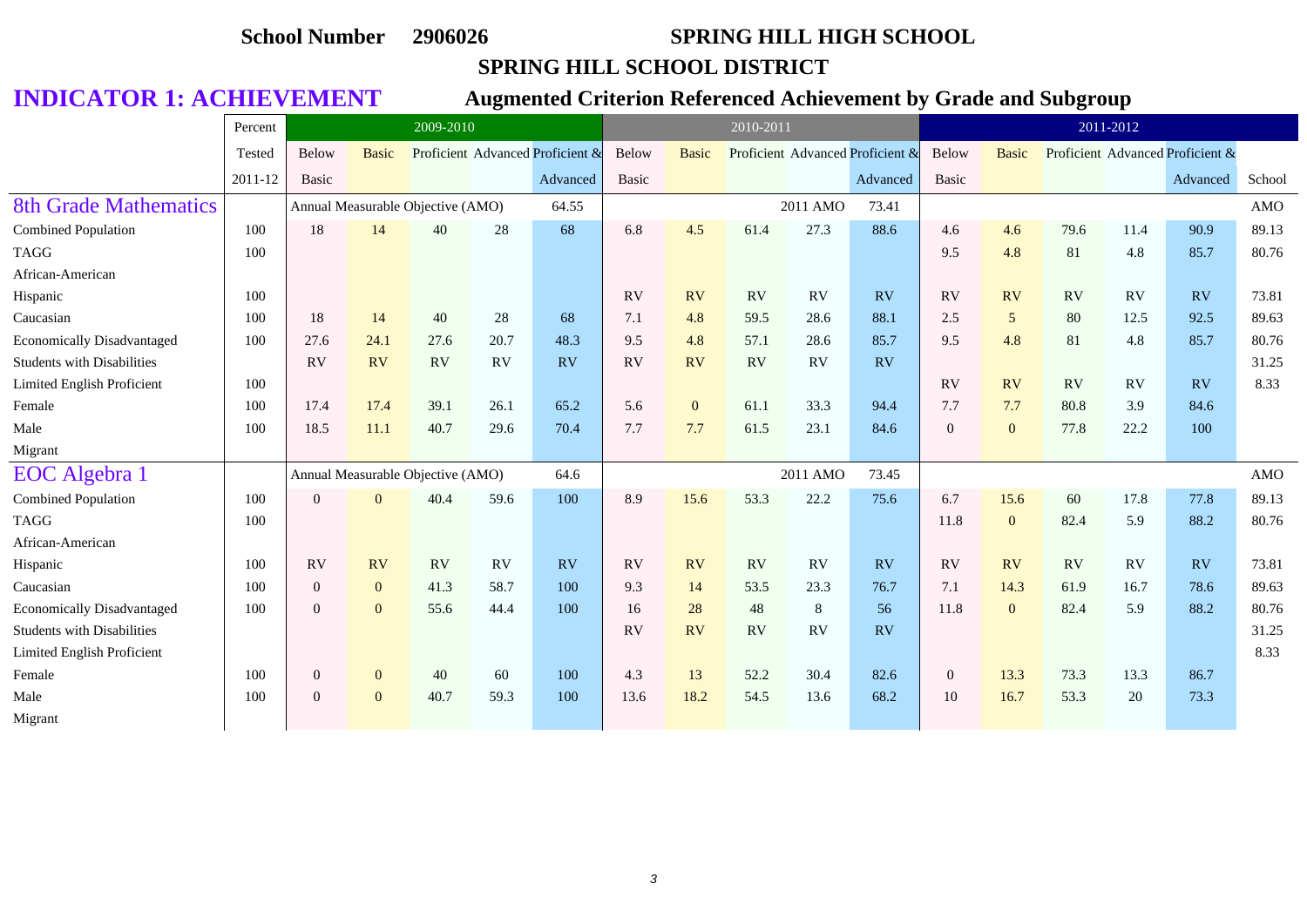**School Number 2906026** **SPRING HILL HIGH SCHOOL**

**SPRING HILL SCHOOL DISTRICT**

# INDICATOR 1: ACHIEVEMENT

## Augmented Criterion Referenced Achievement by Grade and Subgroup

| | Percent Tested 2011-12 | 2009-2010 | | | | | 2010-2011 | | | | | 2011-2012 | | | | | |
|---|---|---|---|---|---|---|---|---|---|---|---|---|---|---|---|---|---|
| | | Below Basic | Basic | Proficient | Advanced | Proficient & Advanced | Below Basic | Basic | Proficient | Advanced | Proficient & Advanced | Below Basic | Basic | Proficient | Advanced | Proficient & Advanced | School |
| **8th Grade Mathematics** | | Annual Measurable Objective (AMO) | | | | 64.55 | | | | 2011 AMO | 73.41 | | | | | | AMO |
| Combined Population | 100 | 18 | 14 | 40 | 28 | 68 | 6.8 | 4.5 | 61.4 | 27.3 | 88.6 | 4.6 | 4.6 | 79.6 | 11.4 | 90.9 | 89.13 |
| TAGG | 100 | | | | | | | | | | | 9.5 | 4.8 | 81 | 4.8 | 85.7 | 80.76 |
| African-American | | | | | | | | | | | | | | | | | |
| Hispanic | 100 | | | | | | RV | RV | RV | RV | RV | RV | RV | RV | RV | RV | 73.81 |
| Caucasian | 100 | 18 | 14 | 40 | 28 | 68 | 7.1 | 4.8 | 59.5 | 28.6 | 88.1 | 2.5 | 5 | 80 | 12.5 | 92.5 | 89.63 |
| Economically Disadvantaged | 100 | 27.6 | 24.1 | 27.6 | 20.7 | 48.3 | 9.5 | 4.8 | 57.1 | 28.6 | 85.7 | 9.5 | 4.8 | 81 | 4.8 | 85.7 | 80.76 |
| Students with Disabilities | | RV | RV | RV | RV | RV | RV | RV | RV | RV | RV | | | | | | 31.25 |
| Limited English Proficient | 100 | | | | | | | | | | | RV | RV | RV | RV | RV | 8.33 |
| Female | 100 | 17.4 | 17.4 | 39.1 | 26.1 | 65.2 | 5.6 | 0 | 61.1 | 33.3 | 94.4 | 7.7 | 7.7 | 80.8 | 3.9 | 84.6 | |
| Male | 100 | 18.5 | 11.1 | 40.7 | 29.6 | 70.4 | 7.7 | 7.7 | 61.5 | 23.1 | 84.6 | 0 | 0 | 77.8 | 22.2 | 100 | |
| Migrant | | | | | | | | | | | | | | | | | |
| **EOC Algebra 1** | | Annual Measurable Objective (AMO) | | | | 64.6 | | | | 2011 AMO | 73.45 | | | | | | AMO |
| Combined Population | 100 | 0 | 0 | 40.4 | 59.6 | 100 | 8.9 | 15.6 | 53.3 | 22.2 | 75.6 | 6.7 | 15.6 | 60 | 17.8 | 77.8 | 89.13 |
| TAGG | 100 | | | | | | | | | | | 11.8 | 0 | 82.4 | 5.9 | 88.2 | 80.76 |
| African-American | | | | | | | | | | | | | | | | | |
| Hispanic | 100 | RV | RV | RV | RV | RV | RV | RV | RV | RV | RV | RV | RV | RV | RV | RV | 73.81 |
| Caucasian | 100 | 0 | 0 | 41.3 | 58.7 | 100 | 9.3 | 14 | 53.5 | 23.3 | 76.7 | 7.1 | 14.3 | 61.9 | 16.7 | 78.6 | 89.63 |
| Economically Disadvantaged | 100 | 0 | 0 | 55.6 | 44.4 | 100 | 16 | 28 | 48 | 8 | 56 | 11.8 | 0 | 82.4 | 5.9 | 88.2 | 80.76 |
| Students with Disabilities | | | | | | | RV | RV | RV | RV | RV | | | | | | 31.25 |
| Limited English Proficient | | | | | | | | | | | | | | | | | 8.33 |
| Female | 100 | 0 | 0 | 40 | 60 | 100 | 4.3 | 13 | 52.2 | 30.4 | 82.6 | 0 | 13.3 | 73.3 | 13.3 | 86.7 | |
| Male | 100 | 0 | 0 | 40.7 | 59.3 | 100 | 13.6 | 18.2 | 54.5 | 13.6 | 68.2 | 10 | 16.7 | 53.3 | 20 | 73.3 | |
| Migrant | | | | | | | | | | | | | | | | | |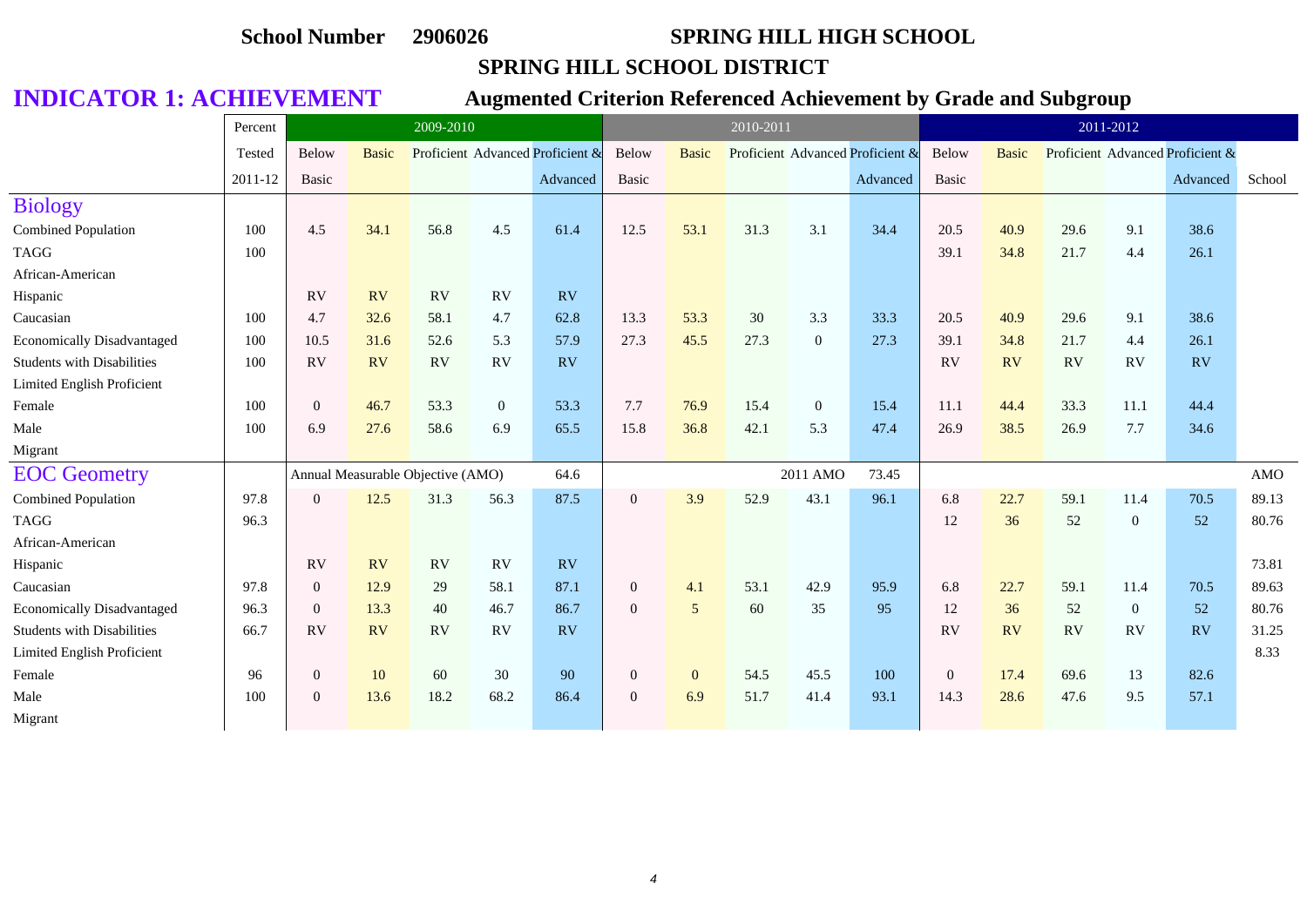**School Number** **2906026** **SPRING HILL HIGH SCHOOL**

**SPRING HILL SCHOOL DISTRICT**

## INDICATOR 1: ACHIEVEMENT

**Augmented Criterion Referenced Achievement by Grade and Subgroup**

| | Percent Tested 2011-12 | 2009-2010 | | | | | 2010-2011 | | | | | 2011-2012 | | | | | |
|---|---|---|---|---|---|---|---|---|---|---|---|---|---|---|---|---|---|
| | | Below Basic | Basic | Proficient | Advanced | Proficient & Advanced | Below Basic | Basic | Proficient | Advanced | Proficient & Advanced | Below Basic | Basic | Proficient | Advanced | Proficient & Advanced | School |
| **Biology** | | | | | | | | | | | | | | | | | |
| Combined Population | 100 | 4.5 | 34.1 | 56.8 | 4.5 | 61.4 | 12.5 | 53.1 | 31.3 | 3.1 | 34.4 | 20.5 | 40.9 | 29.6 | 9.1 | 38.6 | |
| TAGG | 100 | | | | | | | | | | | 39.1 | 34.8 | 21.7 | 4.4 | 26.1 | |
| African-American | | | | | | | | | | | | | | | | | |
| Hispanic | | RV | RV | RV | RV | RV | | | | | | | | | | | |
| Caucasian | 100 | 4.7 | 32.6 | 58.1 | 4.7 | 62.8 | 13.3 | 53.3 | 30 | 3.3 | 33.3 | 20.5 | 40.9 | 29.6 | 9.1 | 38.6 | |
| Economically Disadvantaged | 100 | 10.5 | 31.6 | 52.6 | 5.3 | 57.9 | 27.3 | 45.5 | 27.3 | 0 | 27.3 | 39.1 | 34.8 | 21.7 | 4.4 | 26.1 | |
| Students with Disabilities | 100 | RV | RV | RV | RV | RV | | | | | | RV | RV | RV | RV | RV | |
| Limited English Proficient | | | | | | | | | | | | | | | | | |
| Female | 100 | 0 | 46.7 | 53.3 | 0 | 53.3 | 7.7 | 76.9 | 15.4 | 0 | 15.4 | 11.1 | 44.4 | 33.3 | 11.1 | 44.4 | |
| Male | 100 | 6.9 | 27.6 | 58.6 | 6.9 | 65.5 | 15.8 | 36.8 | 42.1 | 5.3 | 47.4 | 26.9 | 38.5 | 26.9 | 7.7 | 34.6 | |
| Migrant | | | | | | | | | | | | | | | | | |
| **EOC Geometry** | | Annual Measurable Objective (AMO) | | | | 64.6 | | | | 2011 AMO | 73.45 | | | | | | AMO |
| Combined Population | 97.8 | 0 | 12.5 | 31.3 | 56.3 | 87.5 | 0 | 3.9 | 52.9 | 43.1 | 96.1 | 6.8 | 22.7 | 59.1 | 11.4 | 70.5 | 89.13 |
| TAGG | 96.3 | | | | | | | | | | | 12 | 36 | 52 | 0 | 52 | 80.76 |
| African-American | | | | | | | | | | | | | | | | | |
| Hispanic | | RV | RV | RV | RV | RV | | | | | | | | | | | 73.81 |
| Caucasian | 97.8 | 0 | 12.9 | 29 | 58.1 | 87.1 | 0 | 4.1 | 53.1 | 42.9 | 95.9 | 6.8 | 22.7 | 59.1 | 11.4 | 70.5 | 89.63 |
| Economically Disadvantaged | 96.3 | 0 | 13.3 | 40 | 46.7 | 86.7 | 0 | 5 | 60 | 35 | 95 | 12 | 36 | 52 | 0 | 52 | 80.76 |
| Students with Disabilities | 66.7 | RV | RV | RV | RV | RV | | | | | | RV | RV | RV | RV | RV | 31.25 |
| Limited English Proficient | | | | | | | | | | | | | | | | | 8.33 |
| Female | 96 | 0 | 10 | 60 | 30 | 90 | 0 | 0 | 54.5 | 45.5 | 100 | 0 | 17.4 | 69.6 | 13 | 82.6 | |
| Male | 100 | 0 | 13.6 | 18.2 | 68.2 | 86.4 | 0 | 6.9 | 51.7 | 41.4 | 93.1 | 14.3 | 28.6 | 47.6 | 9.5 | 57.1 | |
| Migrant | | | | | | | | | | | | | | | | | |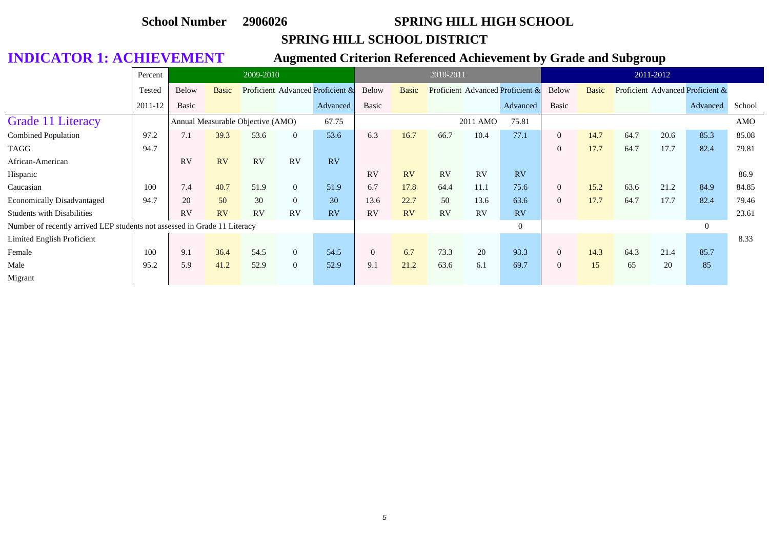**School Number 2906026** **SPRING HILL HIGH SCHOOL**

**SPRING HILL SCHOOL DISTRICT**

# INDICATOR 1: ACHIEVEMENT

## Augmented Criterion Referenced Achievement by Grade and Subgroup

| | Percent | 2009-2010 | | | | | 2010-2011 | | | | | 2011-2012 | | | | | |
|---|---|---|---|---|---|---|---|---|---|---|---|---|---|---|---|---|---|
| | Tested | Below | Basic | Proficient | Advanced | Proficient & | Below | Basic | Proficient | Advanced | Proficient & | Below | Basic | Proficient | Advanced | Proficient & | |
| | 2011-12 | Basic | | | | Advanced | Basic | | | | Advanced | Basic | | | | Advanced | School |
| Grade 11 Literacy | | Annual Measurable Objective (AMO) | | | | 67.75 | | | | 2011 AMO | 75.81 | | | | | | AMO |
| Combined Population | 97.2 | 7.1 | 39.3 | 53.6 | 0 | 53.6 | 6.3 | 16.7 | 66.7 | 10.4 | 77.1 | 0 | 14.7 | 64.7 | 20.6 | 85.3 | 85.08 |
| TAGG | 94.7 | | | | | | | | | | | 0 | 17.7 | 64.7 | 17.7 | 82.4 | 79.81 |
| African-American | | RV | RV | RV | RV | RV | | | | | | | | | | | |
| Hispanic | | | | | | | RV | RV | RV | RV | RV | | | | | | 86.9 |
| Caucasian | 100 | 7.4 | 40.7 | 51.9 | 0 | 51.9 | 6.7 | 17.8 | 64.4 | 11.1 | 75.6 | 0 | 15.2 | 63.6 | 21.2 | 84.9 | 84.85 |
| Economically Disadvantaged | 94.7 | 20 | 50 | 30 | 0 | 30 | 13.6 | 22.7 | 50 | 13.6 | 63.6 | 0 | 17.7 | 64.7 | 17.7 | 82.4 | 79.46 |
| Students with Disabilities | | RV | RV | RV | RV | RV | RV | RV | RV | RV | RV | | | | | | 23.61 |
| Number of recently arrived LEP students not assessed in Grade 11 Literacy | | | | | | | | | | | 0 | | | | | 0 | |
| Limited English Proficient | | | | | | | | | | | | | | | | | 8.33 |
| Female | 100 | 9.1 | 36.4 | 54.5 | 0 | 54.5 | 0 | 6.7 | 73.3 | 20 | 93.3 | 0 | 14.3 | 64.3 | 21.4 | 85.7 | |
| Male | 95.2 | 5.9 | 41.2 | 52.9 | 0 | 52.9 | 9.1 | 21.2 | 63.6 | 6.1 | 69.7 | 0 | 15 | 65 | 20 | 85 | |
| Migrant | | | | | | | | | | | | | | | | | |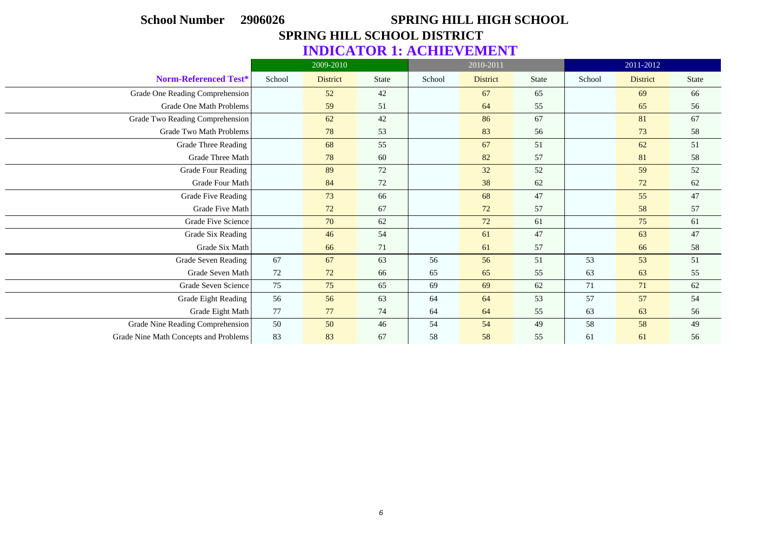**School Number 2906026** **SPRING HILL HIGH SCHOOL**

**SPRING HILL SCHOOL DISTRICT**

# INDICATOR 1: ACHIEVEMENT

| | 2009-2010 | | | 2010-2011 | | | 2011-2012 | | |
|---|---|---|---|---|---|---|---|---|---|
| **Norm-Referenced Test*** | School | District | State | School | District | State | School | District | State |
| Grade One Reading Comprehension | | 52 | 42 | | 67 | 65 | | 69 | 66 |
| Grade One Math Problems | | 59 | 51 | | 64 | 55 | | 65 | 56 |
| Grade Two Reading Comprehension | | 62 | 42 | | 86 | 67 | | 81 | 67 |
| Grade Two Math Problems | | 78 | 53 | | 83 | 56 | | 73 | 58 |
| Grade Three Reading | | 68 | 55 | | 67 | 51 | | 62 | 51 |
| Grade Three Math | | 78 | 60 | | 82 | 57 | | 81 | 58 |
| Grade Four Reading | | 89 | 72 | | 32 | 52 | | 59 | 52 |
| Grade Four Math | | 84 | 72 | | 38 | 62 | | 72 | 62 |
| Grade Five Reading | | 73 | 66 | | 68 | 47 | | 55 | 47 |
| Grade Five Math | | 72 | 67 | | 72 | 57 | | 58 | 57 |
| Grade Five Science | | 70 | 62 | | 72 | 61 | | 75 | 61 |
| Grade Six Reading | | 46 | 54 | | 61 | 47 | | 63 | 47 |
| Grade Six Math | | 66 | 71 | | 61 | 57 | | 66 | 58 |
| Grade Seven Reading | 67 | 67 | 63 | 56 | 56 | 51 | 53 | 53 | 51 |
| Grade Seven Math | 72 | 72 | 66 | 65 | 65 | 55 | 63 | 63 | 55 |
| Grade Seven Science | 75 | 75 | 65 | 69 | 69 | 62 | 71 | 71 | 62 |
| Grade Eight Reading | 56 | 56 | 63 | 64 | 64 | 53 | 57 | 57 | 54 |
| Grade Eight Math | 77 | 77 | 74 | 64 | 64 | 55 | 63 | 63 | 56 |
| Grade Nine Reading Comprehension | 50 | 50 | 46 | 54 | 54 | 49 | 58 | 58 | 49 |
| Grade Nine Math Concepts and Problems | 83 | 83 | 67 | 58 | 58 | 55 | 61 | 61 | 56 |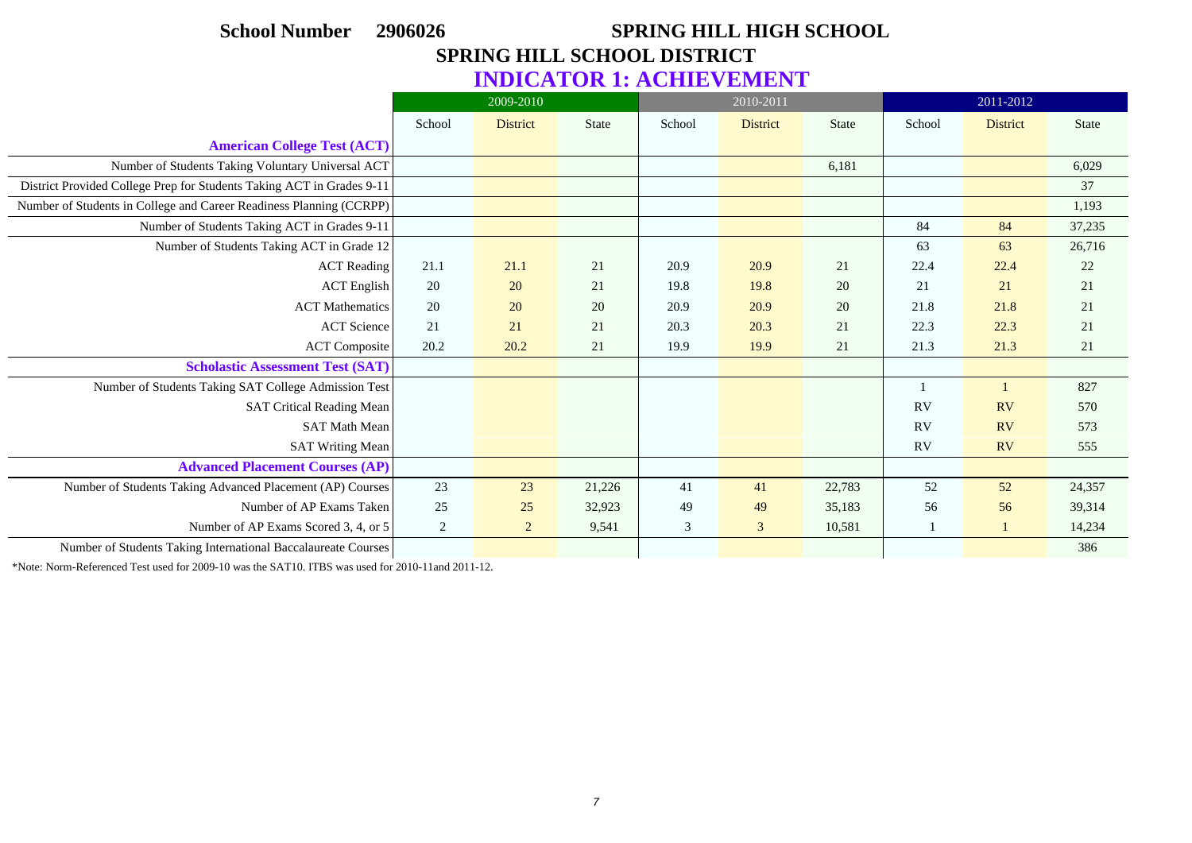**School Number 2906026** **SPRING HILL HIGH SCHOOL**

**SPRING HILL SCHOOL DISTRICT**

# INDICATOR 1: ACHIEVEMENT

| | 2009-2010 | | | 2010-2011 | | | 2011-2012 | | |
|---|---|---|---|---|---|---|---|---|---|
| | School | District | State | School | District | State | School | District | State |
| **American College Test (ACT)** | | | | | | | | | |
| Number of Students Taking Voluntary Universal ACT | | | | | | 6,181 | | | 6,029 |
| District Provided College Prep for Students Taking ACT in Grades 9-11 | | | | | | | | | 37 |
| Number of Students in College and Career Readiness Planning (CCRPP) | | | | | | | | | 1,193 |
| Number of Students Taking ACT in Grades 9-11 | | | | | | | 84 | 84 | 37,235 |
| Number of Students Taking ACT in Grade 12 | | | | | | | 63 | 63 | 26,716 |
| ACT Reading | 21.1 | 21.1 | 21 | 20.9 | 20.9 | 21 | 22.4 | 22.4 | 22 |
| ACT English | 20 | 20 | 21 | 19.8 | 19.8 | 20 | 21 | 21 | 21 |
| ACT Mathematics | 20 | 20 | 20 | 20.9 | 20.9 | 20 | 21.8 | 21.8 | 21 |
| ACT Science | 21 | 21 | 21 | 20.3 | 20.3 | 21 | 22.3 | 22.3 | 21 |
| ACT Composite | 20.2 | 20.2 | 21 | 19.9 | 19.9 | 21 | 21.3 | 21.3 | 21 |
| **Scholastic Assessment Test (SAT)** | | | | | | | | | |
| Number of Students Taking SAT College Admission Test | | | | | | | 1 | 1 | 827 |
| SAT Critical Reading Mean | | | | | | | RV | RV | 570 |
| SAT Math Mean | | | | | | | RV | RV | 573 |
| SAT Writing Mean | | | | | | | RV | RV | 555 |
| **Advanced Placement Courses (AP)** | | | | | | | | | |
| Number of Students Taking Advanced Placement (AP) Courses | 23 | 23 | 21,226 | 41 | 41 | 22,783 | 52 | 52 | 24,357 |
| Number of AP Exams Taken | 25 | 25 | 32,923 | 49 | 49 | 35,183 | 56 | 56 | 39,314 |
| Number of AP Exams Scored 3, 4, or 5 | 2 | 2 | 9,541 | 3 | 3 | 10,581 | 1 | 1 | 14,234 |
| Number of Students Taking International Baccalaureate Courses | | | | | | | | | 386 |

*Note: Norm-Referenced Test used for 2009-10 was the SAT10. ITBS was used for 2010-11and 2011-12.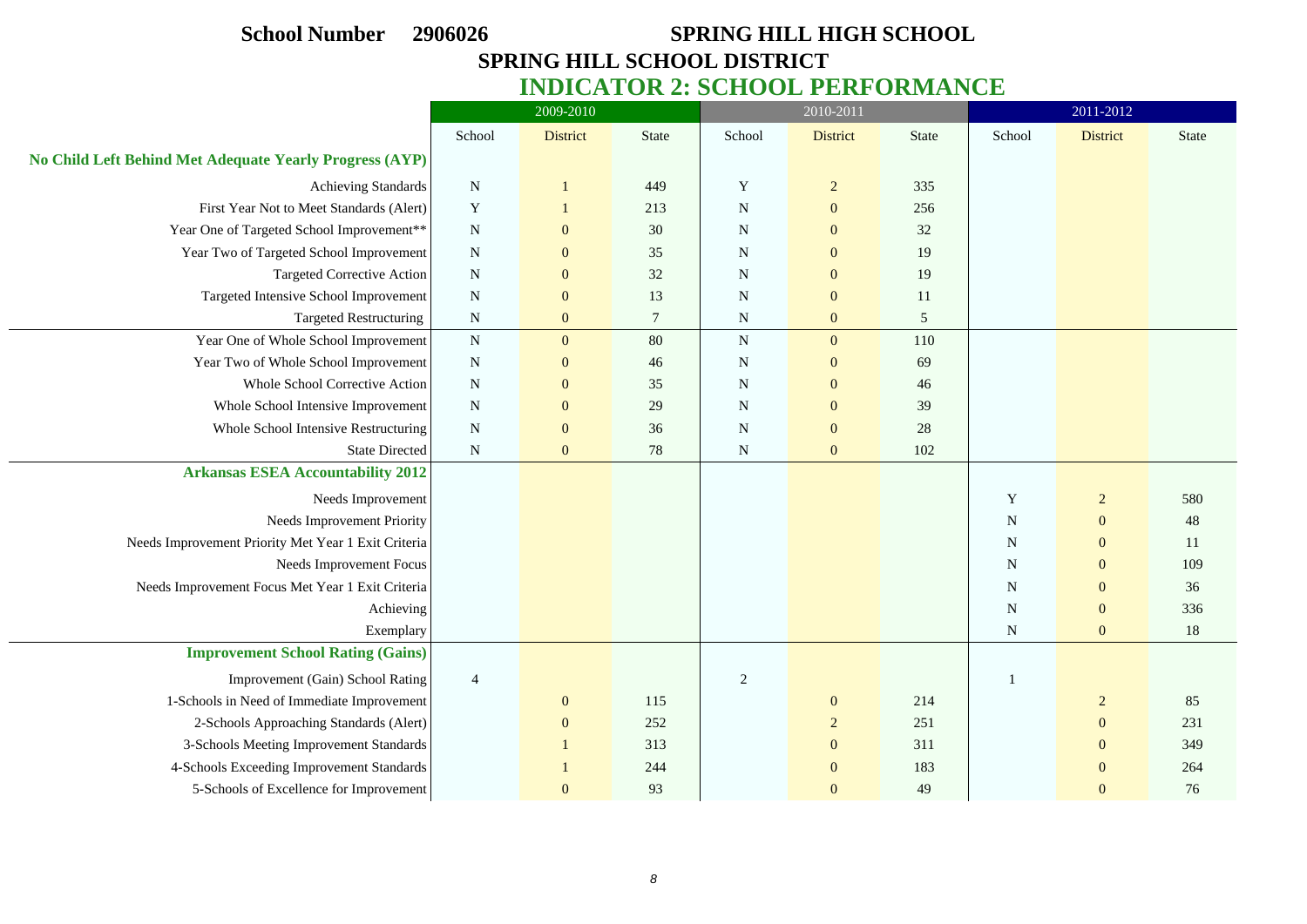**School Number 2906026** **SPRING HILL HIGH SCHOOL**

**SPRING HILL SCHOOL DISTRICT**

## INDICATOR 2: SCHOOL PERFORMANCE

| | 2009-2010 | | | 2010-2011 | | | 2011-2012 | | |
|---|---|---|---|---|---|---|---|---|---|
| | School | District | State | School | District | State | School | District | State |
| **No Child Left Behind Met Adequate Yearly Progress (AYP)** | | | | | | | | | |
| Achieving Standards | N | 1 | 449 | Y | 2 | 335 | | | |
| First Year Not to Meet Standards (Alert) | Y | 1 | 213 | N | 0 | 256 | | | |
| Year One of Targeted School Improvement** | N | 0 | 30 | N | 0 | 32 | | | |
| Year Two of Targeted School Improvement | N | 0 | 35 | N | 0 | 19 | | | |
| Targeted Corrective Action | N | 0 | 32 | N | 0 | 19 | | | |
| Targeted Intensive School Improvement | N | 0 | 13 | N | 0 | 11 | | | |
| Targeted Restructuring | N | 0 | 7 | N | 0 | 5 | | | |
| Year One of Whole School Improvement | N | 0 | 80 | N | 0 | 110 | | | |
| Year Two of Whole School Improvement | N | 0 | 46 | N | 0 | 69 | | | |
| Whole School Corrective Action | N | 0 | 35 | N | 0 | 46 | | | |
| Whole School Intensive Improvement | N | 0 | 29 | N | 0 | 39 | | | |
| Whole School Intensive Restructuring | N | 0 | 36 | N | 0 | 28 | | | |
| State Directed | N | 0 | 78 | N | 0 | 102 | | | |
| **Arkansas ESEA Accountability 2012** | | | | | | | | | |
| Needs Improvement | | | | | | | Y | 2 | 580 |
| Needs Improvement Priority | | | | | | | N | 0 | 48 |
| Needs Improvement Priority Met Year 1 Exit Criteria | | | | | | | N | 0 | 11 |
| Needs Improvement Focus | | | | | | | N | 0 | 109 |
| Needs Improvement Focus Met Year 1 Exit Criteria | | | | | | | N | 0 | 36 |
| Achieving | | | | | | | N | 0 | 336 |
| Exemplary | | | | | | | N | 0 | 18 |
| **Improvement School Rating (Gains)** | | | | | | | | | |
| Improvement (Gain) School Rating | 4 | | | 2 | | | 1 | | |
| 1-Schools in Need of Immediate Improvement | | 0 | 115 | | 0 | 214 | | 2 | 85 |
| 2-Schools Approaching Standards (Alert) | | 0 | 252 | | 2 | 251 | | 0 | 231 |
| 3-Schools Meeting Improvement Standards | | 1 | 313 | | 0 | 311 | | 0 | 349 |
| 4-Schools Exceeding Improvement Standards | | 1 | 244 | | 0 | 183 | | 0 | 264 |
| 5-Schools of Excellence for Improvement | | 0 | 93 | | 0 | 49 | | 0 | 76 |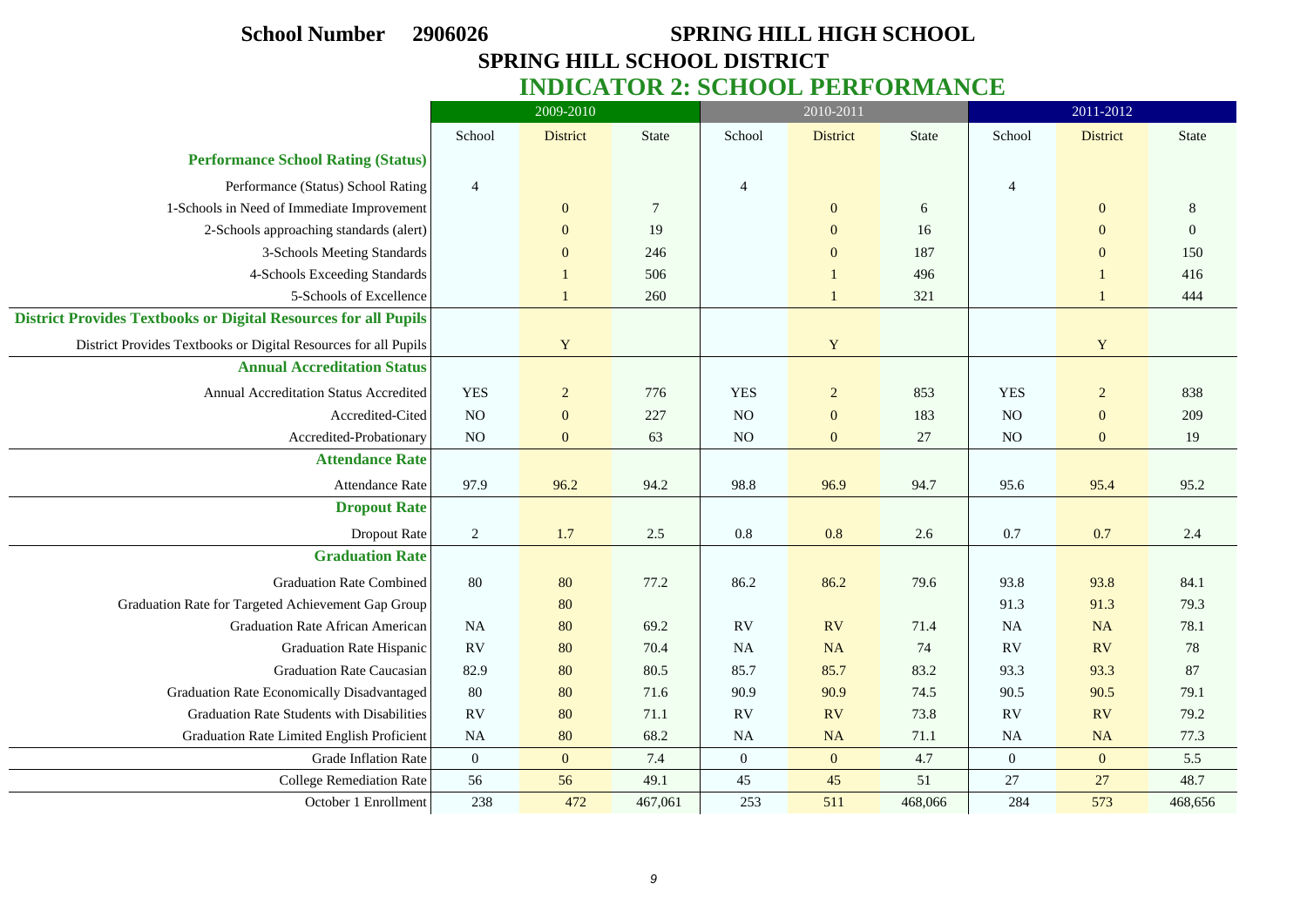**School Number 2906026** **SPRING HILL HIGH SCHOOL**

**SPRING HILL SCHOOL DISTRICT**

## INDICATOR 2: SCHOOL PERFORMANCE

| | 2009-2010 | | | 2010-2011 | | | 2011-2012 | | |
|---|---|---|---|---|---|---|---|---|---|
| | School | District | State | School | District | State | School | District | State |
| **Performance School Rating (Status)** | | | | | | | | | |
| Performance (Status) School Rating | 4 | | | 4 | | | 4 | | |
| 1-Schools in Need of Immediate Improvement | | 0 | 7 | | 0 | 6 | | 0 | 8 |
| 2-Schools approaching standards (alert) | | 0 | 19 | | 0 | 16 | | 0 | 0 |
| 3-Schools Meeting Standards | | 0 | 246 | | 0 | 187 | | 0 | 150 |
| 4-Schools Exceeding Standards | | 1 | 506 | | 1 | 496 | | 1 | 416 |
| 5-Schools of Excellence | | 1 | 260 | | 1 | 321 | | 1 | 444 |
| **District Provides Textbooks or Digital Resources for all Pupils** | | | | | | | | | |
| District Provides Textbooks or Digital Resources for all Pupils | | Y | | | Y | | | Y | |
| **Annual Accreditation Status** | | | | | | | | | |
| Annual Accreditation Status Accredited | YES | 2 | 776 | YES | 2 | 853 | YES | 2 | 838 |
| Accredited-Cited | NO | 0 | 227 | NO | 0 | 183 | NO | 0 | 209 |
| Accredited-Probationary | NO | 0 | 63 | NO | 0 | 27 | NO | 0 | 19 |
| **Attendance Rate** | | | | | | | | | |
| Attendance Rate | 97.9 | 96.2 | 94.2 | 98.8 | 96.9 | 94.7 | 95.6 | 95.4 | 95.2 |
| **Dropout Rate** | | | | | | | | | |
| Dropout Rate | 2 | 1.7 | 2.5 | 0.8 | 0.8 | 2.6 | 0.7 | 0.7 | 2.4 |
| **Graduation Rate** | | | | | | | | | |
| Graduation Rate Combined | 80 | 80 | 77.2 | 86.2 | 86.2 | 79.6 | 93.8 | 93.8 | 84.1 |
| Graduation Rate for Targeted Achievement Gap Group | | 80 | | | | | 91.3 | 91.3 | 79.3 |
| Graduation Rate African American | NA | 80 | 69.2 | RV | RV | 71.4 | NA | NA | 78.1 |
| Graduation Rate Hispanic | RV | 80 | 70.4 | NA | NA | 74 | RV | RV | 78 |
| Graduation Rate Caucasian | 82.9 | 80 | 80.5 | 85.7 | 85.7 | 83.2 | 93.3 | 93.3 | 87 |
| Graduation Rate Economically Disadvantaged | 80 | 80 | 71.6 | 90.9 | 90.9 | 74.5 | 90.5 | 90.5 | 79.1 |
| Graduation Rate Students with Disabilities | RV | 80 | 71.1 | RV | RV | 73.8 | RV | RV | 79.2 |
| Graduation Rate Limited English Proficient | NA | 80 | 68.2 | NA | NA | 71.1 | NA | NA | 77.3 |
| Grade Inflation Rate | 0 | 0 | 7.4 | 0 | 0 | 4.7 | 0 | 0 | 5.5 |
| College Remediation Rate | 56 | 56 | 49.1 | 45 | 45 | 51 | 27 | 27 | 48.7 |
| October 1 Enrollment | 238 | 472 | 467,061 | 253 | 511 | 468,066 | 284 | 573 | 468,656 |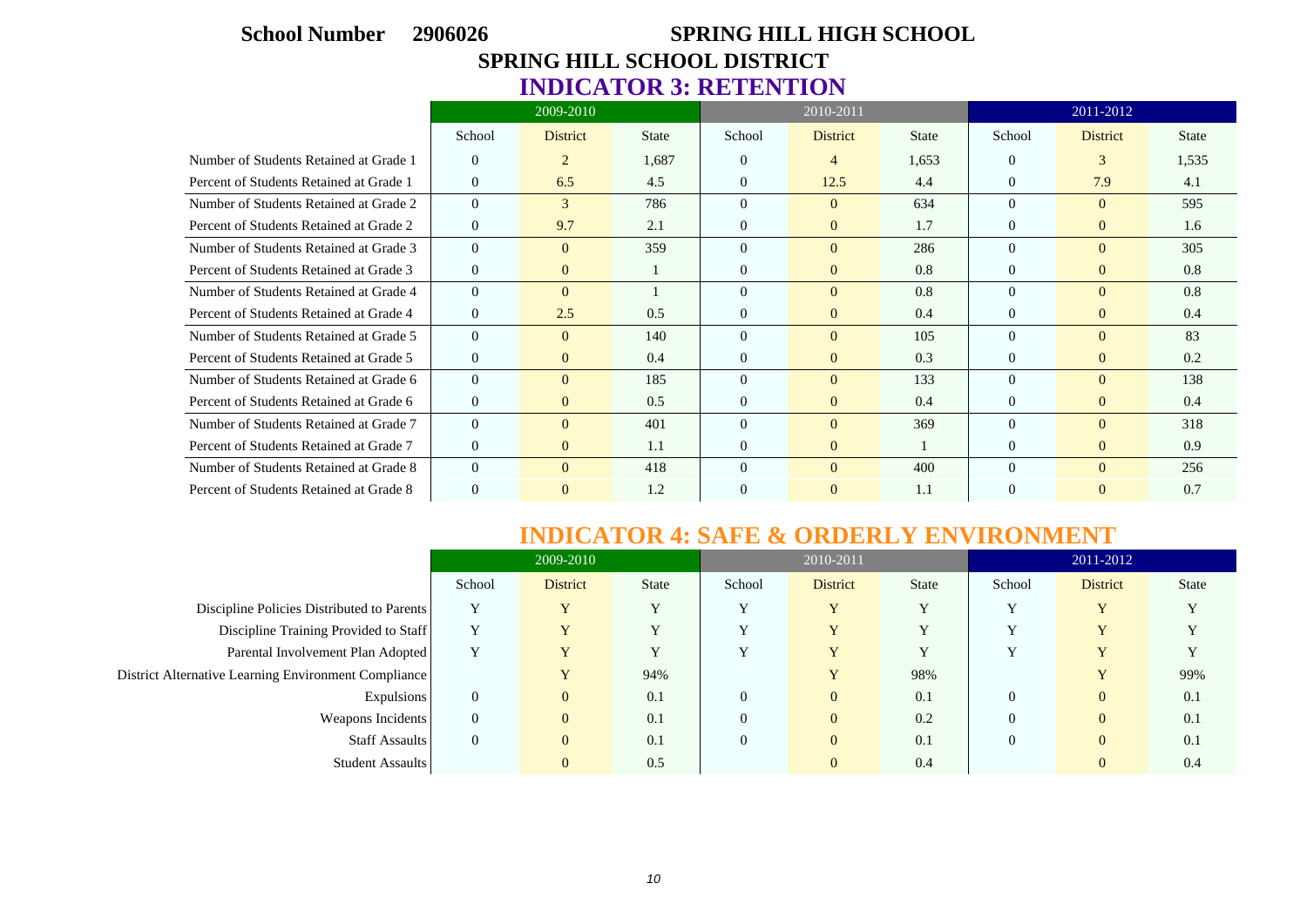**School Number 2906026** **SPRING HILL HIGH SCHOOL**

**SPRING HILL SCHOOL DISTRICT**

## INDICATOR 3: RETENTION

| | 2009-2010 | | | 2010-2011 | | | 2011-2012 | | |
|---|---|---|---|---|---|---|---|---|---|
| | School | District | State | School | District | State | School | District | State |
| Number of Students Retained at Grade 1 | 0 | 2 | 1,687 | 0 | 4 | 1,653 | 0 | 3 | 1,535 |
| Percent of Students Retained at Grade 1 | 0 | 6.5 | 4.5 | 0 | 12.5 | 4.4 | 0 | 7.9 | 4.1 |
| Number of Students Retained at Grade 2 | 0 | 3 | 786 | 0 | 0 | 634 | 0 | 0 | 595 |
| Percent of Students Retained at Grade 2 | 0 | 9.7 | 2.1 | 0 | 0 | 1.7 | 0 | 0 | 1.6 |
| Number of Students Retained at Grade 3 | 0 | 0 | 359 | 0 | 0 | 286 | 0 | 0 | 305 |
| Percent of Students Retained at Grade 3 | 0 | 0 | 1 | 0 | 0 | 0.8 | 0 | 0 | 0.8 |
| Number of Students Retained at Grade 4 | 0 | 0 | 1 | 0 | 0 | 0.8 | 0 | 0 | 0.8 |
| Percent of Students Retained at Grade 4 | 0 | 2.5 | 0.5 | 0 | 0 | 0.4 | 0 | 0 | 0.4 |
| Number of Students Retained at Grade 5 | 0 | 0 | 140 | 0 | 0 | 105 | 0 | 0 | 83 |
| Percent of Students Retained at Grade 5 | 0 | 0 | 0.4 | 0 | 0 | 0.3 | 0 | 0 | 0.2 |
| Number of Students Retained at Grade 6 | 0 | 0 | 185 | 0 | 0 | 133 | 0 | 0 | 138 |
| Percent of Students Retained at Grade 6 | 0 | 0 | 0.5 | 0 | 0 | 0.4 | 0 | 0 | 0.4 |
| Number of Students Retained at Grade 7 | 0 | 0 | 401 | 0 | 0 | 369 | 0 | 0 | 318 |
| Percent of Students Retained at Grade 7 | 0 | 0 | 1.1 | 0 | 0 | 1 | 0 | 0 | 0.9 |
| Number of Students Retained at Grade 8 | 0 | 0 | 418 | 0 | 0 | 400 | 0 | 0 | 256 |
| Percent of Students Retained at Grade 8 | 0 | 0 | 1.2 | 0 | 0 | 1.1 | 0 | 0 | 0.7 |

## INDICATOR 4: SAFE & ORDERLY ENVIRONMENT

| | 2009-2010 | | | 2010-2011 | | | 2011-2012 | | |
|---|---|---|---|---|---|---|---|---|---|
| | School | District | State | School | District | State | School | District | State |
| Discipline Policies Distributed to Parents | Y | Y | Y | Y | Y | Y | Y | Y | Y |
| Discipline Training Provided to Staff | Y | Y | Y | Y | Y | Y | Y | Y | Y |
| Parental Involvement Plan Adopted | Y | Y | Y | Y | Y | Y | Y | Y | Y |
| District Alternative Learning Environment Compliance | | Y | 94% | | Y | 98% | | Y | 99% |
| Expulsions | 0 | 0 | 0.1 | 0 | 0 | 0.1 | 0 | 0 | 0.1 |
| Weapons Incidents | 0 | 0 | 0.1 | 0 | 0 | 0.2 | 0 | 0 | 0.1 |
| Staff Assaults | 0 | 0 | 0.1 | 0 | 0 | 0.1 | 0 | 0 | 0.1 |
| Student Assaults | | 0 | 0.5 | | 0 | 0.4 | | 0 | 0.4 |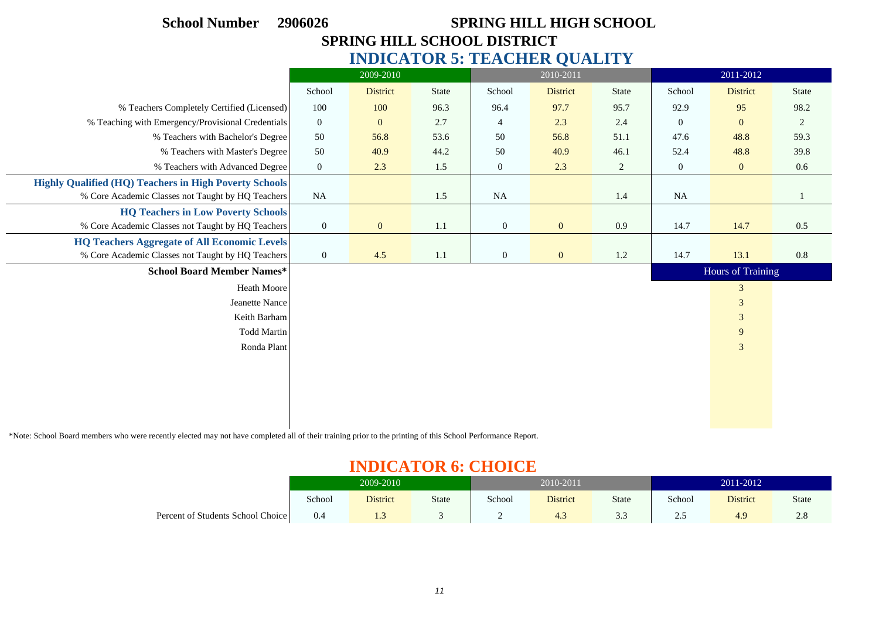**School Number 2906026** **SPRING HILL HIGH SCHOOL**

**SPRING HILL SCHOOL DISTRICT**

## INDICATOR 5: TEACHER QUALITY

| | 2009-2010 | | | 2010-2011 | | | 2011-2012 | | |
|---|---|---|---|---|---|---|---|---|---|
| | School | District | State | School | District | State | School | District | State |
| % Teachers Completely Certified (Licensed) | 100 | 100 | 96.3 | 96.4 | 97.7 | 95.7 | 92.9 | 95 | 98.2 |
| % Teaching with Emergency/Provisional Credentials | 0 | 0 | 2.7 | 4 | 2.3 | 2.4 | 0 | 0 | 2 |
| % Teachers with Bachelor's Degree | 50 | 56.8 | 53.6 | 50 | 56.8 | 51.1 | 47.6 | 48.8 | 59.3 |
| % Teachers with Master's Degree | 50 | 40.9 | 44.2 | 50 | 40.9 | 46.1 | 52.4 | 48.8 | 39.8 |
| % Teachers with Advanced Degree | 0 | 2.3 | 1.5 | 0 | 2.3 | 2 | 0 | 0 | 0.6 |
| **Highly Qualified (HQ) Teachers in High Poverty Schools** | | | | | | | | | |
| % Core Academic Classes not Taught by HQ Teachers | NA | | 1.5 | NA | | 1.4 | NA | | 1 |
| **HQ Teachers in Low Poverty Schools** | | | | | | | | | |
| % Core Academic Classes not Taught by HQ Teachers | 0 | 0 | 1.1 | 0 | 0 | 0.9 | 14.7 | 14.7 | 0.5 |
| **HQ Teachers Aggregate of All Economic Levels** | | | | | | | | | |
| % Core Academic Classes not Taught by HQ Teachers | 0 | 4.5 | 1.1 | 0 | 0 | 1.2 | 14.7 | 13.1 | 0.8 |

| School Board Member Names* | Hours of Training |
|---|---|
| Heath Moore | 3 |
| Jeanette Nance | 3 |
| Keith Barham | 3 |
| Todd Martin | 9 |
| Ronda Plant | 3 |

*Note: School Board members who were recently elected may not have completed all of their training prior to the printing of this School Performance Report.

## INDICATOR 6: CHOICE

| | 2009-2010 | | | 2010-2011 | | | 2011-2012 | | |
|---|---|---|---|---|---|---|---|---|---|
| | School | District | State | School | District | State | School | District | State |
| Percent of Students School Choice | 0.4 | 1.3 | 3 | 2 | 4.3 | 3.3 | 2.5 | 4.9 | 2.8 |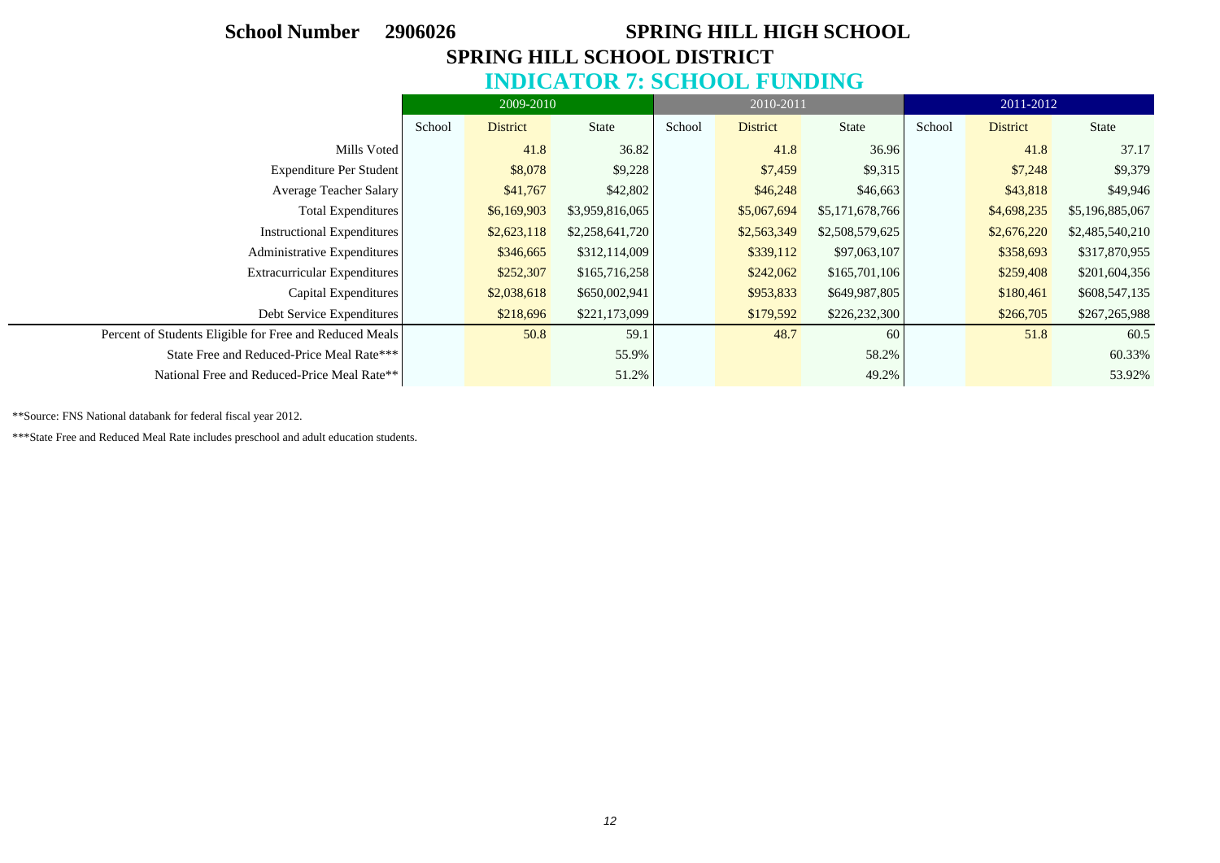**School Number 2906026** **SPRING HILL HIGH SCHOOL**

**SPRING HILL SCHOOL DISTRICT**

# INDICATOR 7: SCHOOL FUNDING

| | 2009-2010 | | | 2010-2011 | | | 2011-2012 | | |
|---|---|---|---|---|---|---|---|---|---|
| | School | District | State | School | District | State | School | District | State |
| Mills Voted | | 41.8 | 36.82 | | 41.8 | 36.96 | | 41.8 | 37.17 |
| Expenditure Per Student | | $8,078 | $9,228 | | $7,459 | $9,315 | | $7,248 | $9,379 |
| Average Teacher Salary | | $41,767 | $42,802 | | $46,248 | $46,663 | | $43,818 | $49,946 |
| Total Expenditures | | $6,169,903 | $3,959,816,065 | | $5,067,694 | $5,171,678,766 | | $4,698,235 | $5,196,885,067 |
| Instructional Expenditures | | $2,623,118 | $2,258,641,720 | | $2,563,349 | $2,508,579,625 | | $2,676,220 | $2,485,540,210 |
| Administrative Expenditures | | $346,665 | $312,114,009 | | $339,112 | $97,063,107 | | $358,693 | $317,870,955 |
| Extracurricular Expenditures | | $252,307 | $165,716,258 | | $242,062 | $165,701,106 | | $259,408 | $201,604,356 |
| Capital Expenditures | | $2,038,618 | $650,002,941 | | $953,833 | $649,987,805 | | $180,461 | $608,547,135 |
| Debt Service Expenditures | | $218,696 | $221,173,099 | | $179,592 | $226,232,300 | | $266,705 | $267,265,988 |
| Percent of Students Eligible for Free and Reduced Meals | | 50.8 | 59.1 | | 48.7 | 60 | | 51.8 | 60.5 |
| State Free and Reduced-Price Meal Rate*** | | | 55.9% | | | 58.2% | | | 60.33% |
| National Free and Reduced-Price Meal Rate** | | | 51.2% | | | 49.2% | | | 53.92% |

**Source: FNS National databank for federal fiscal year 2012.

***State Free and Reduced Meal Rate includes preschool and adult education students.